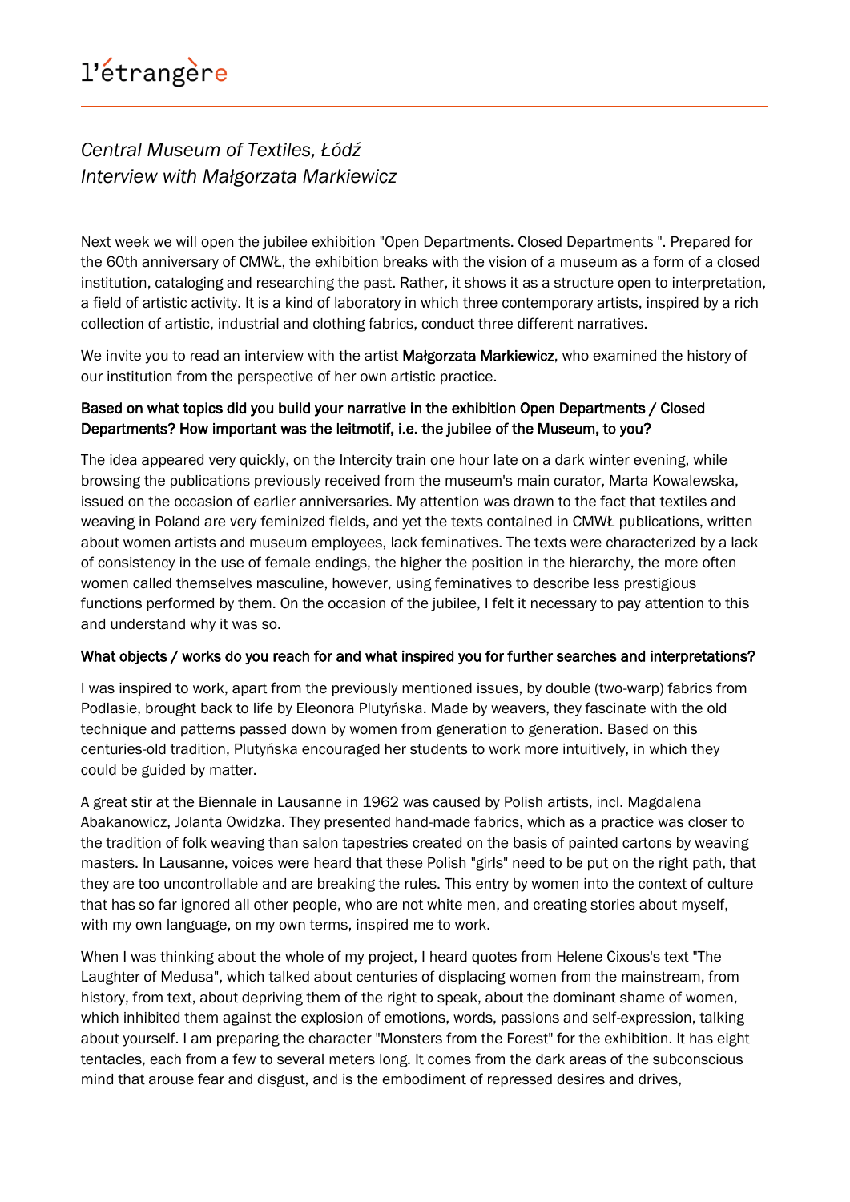l'étrangère

*Central Museum of Textiles, Łódź*
*Interview with Małgorzata Markiewicz*

Next week we will open the jubilee exhibition "Open Departments. Closed Departments ". Prepared for the 60th anniversary of CMWŁ, the exhibition breaks with the vision of a museum as a form of a closed institution, cataloging and researching the past. Rather, it shows it as a structure open to interpretation, a field of artistic activity. It is a kind of laboratory in which three contemporary artists, inspired by a rich collection of artistic, industrial and clothing fabrics, conduct three different narratives.

We invite you to read an interview with the artist **Małgorzata Markiewicz**, who examined the history of our institution from the perspective of her own artistic practice.

**Based on what topics did you build your narrative in the exhibition Open Departments / Closed Departments? How important was the leitmotif, i.e. the jubilee of the Museum, to you?**

The idea appeared very quickly, on the Intercity train one hour late on a dark winter evening, while browsing the publications previously received from the museum's main curator, Marta Kowalewska, issued on the occasion of earlier anniversaries. My attention was drawn to the fact that textiles and weaving in Poland are very feminized fields, and yet the texts contained in CMWŁ publications, written about women artists and museum employees, lack feminatives. The texts were characterized by a lack of consistency in the use of female endings, the higher the position in the hierarchy, the more often women called themselves masculine, however, using feminatives to describe less prestigious functions performed by them. On the occasion of the jubilee, I felt it necessary to pay attention to this and understand why it was so.

**What objects / works do you reach for and what inspired you for further searches and interpretations?**

I was inspired to work, apart from the previously mentioned issues, by double (two-warp) fabrics from Podlasie, brought back to life by Eleonora Plutyńska. Made by weavers, they fascinate with the old technique and patterns passed down by women from generation to generation. Based on this centuries-old tradition, Plutyńska encouraged her students to work more intuitively, in which they could be guided by matter.

A great stir at the Biennale in Lausanne in 1962 was caused by Polish artists, incl. Magdalena Abakanowicz, Jolanta Owidzka. They presented hand-made fabrics, which as a practice was closer to the tradition of folk weaving than salon tapestries created on the basis of painted cartons by weaving masters. In Lausanne, voices were heard that these Polish "girls" need to be put on the right path, that they are too uncontrollable and are breaking the rules. This entry by women into the context of culture that has so far ignored all other people, who are not white men, and creating stories about myself, with my own language, on my own terms, inspired me to work.

When I was thinking about the whole of my project, I heard quotes from Helene Cixous's text "The Laughter of Medusa", which talked about centuries of displacing women from the mainstream, from history, from text, about depriving them of the right to speak, about the dominant shame of women, which inhibited them against the explosion of emotions, words, passions and self-expression, talking about yourself. I am preparing the character "Monsters from the Forest" for the exhibition. It has eight tentacles, each from a few to several meters long. It comes from the dark areas of the subconscious mind that arouse fear and disgust, and is the embodiment of repressed desires and drives,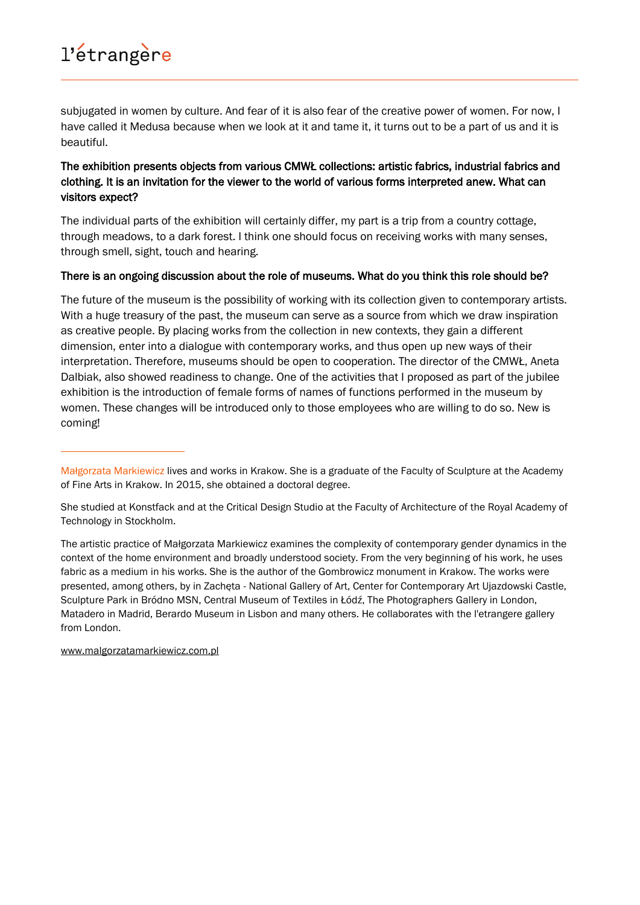subjugated in women by culture. And fear of it is also fear of the creative power of women. For now, I have called it Medusa because when we look at it and tame it, it turns out to be a part of us and it is beautiful.

**The exhibition presents objects from various CMWŁ collections: artistic fabrics, industrial fabrics and clothing. It is an invitation for the viewer to the world of various forms interpreted anew. What can visitors expect?**

The individual parts of the exhibition will certainly differ, my part is a trip from a country cottage, through meadows, to a dark forest. I think one should focus on receiving works with many senses, through smell, sight, touch and hearing.

**There is an ongoing discussion about the role of museums. What do you think this role should be?**

The future of the museum is the possibility of working with its collection given to contemporary artists. With a huge treasury of the past, the museum can serve as a source from which we draw inspiration as creative people. By placing works from the collection in new contexts, they gain a different dimension, enter into a dialogue with contemporary works, and thus open up new ways of their interpretation. Therefore, museums should be open to cooperation. The director of the CMWŁ, Aneta Dalbiak, also showed readiness to change. One of the activities that I proposed as part of the jubilee exhibition is the introduction of female forms of names of functions performed in the museum by women. These changes will be introduced only to those employees who are willing to do so. New is coming!

---

Małgorzata Markiewicz lives and works in Krakow. She is a graduate of the Faculty of Sculpture at the Academy of Fine Arts in Krakow. In 2015, she obtained a doctoral degree.

She studied at Konstfack and at the Critical Design Studio at the Faculty of Architecture of the Royal Academy of Technology in Stockholm.

The artistic practice of Małgorzata Markiewicz examines the complexity of contemporary gender dynamics in the context of the home environment and broadly understood society. From the very beginning of his work, he uses fabric as a medium in his works. She is the author of the Gombrowicz monument in Krakow. The works were presented, among others, by in Zachęta - National Gallery of Art, Center for Contemporary Art Ujazdowski Castle, Sculpture Park in Bródno MSN, Central Museum of Textiles in Łódź, The Photographers Gallery in London, Matadero in Madrid, Berardo Museum in Lisbon and many others. He collaborates with the l'etrangere gallery from London.

www.malgorzatamarkiewicz.com.pl